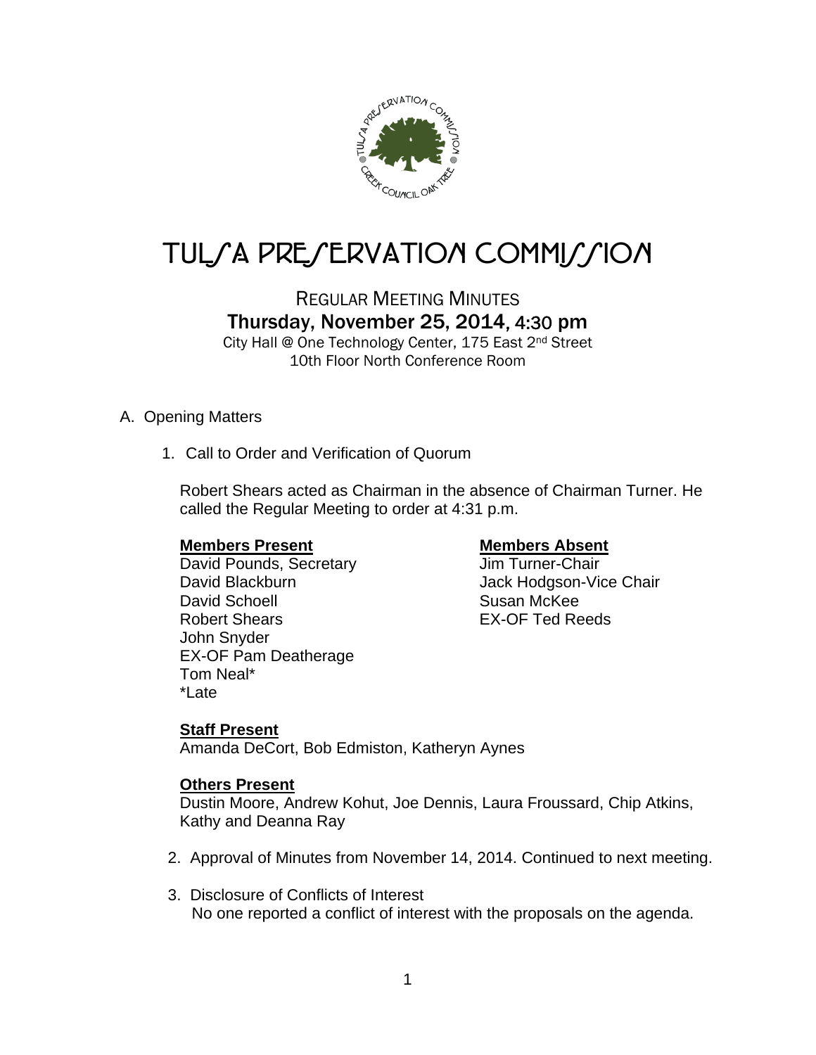# TULSA PRESERVATION COMMISSION

## REGULAR MEETING MINUTES

### Thursday, November 25, 2014, 4:30 pm

City Hall @ One Technology Center, 175 East 2nd Street
10th Floor North Conference Room

A. Opening Matters

1. Call to Order and Verification of Quorum

   Robert Shears acted as Chairman in the absence of Chairman Turner. He called the Regular Meeting to order at 4:31 p.m.

   **Members Present**
   David Pounds, Secretary
   David Blackburn
   David Schoell
   Robert Shears
   John Snyder
   EX-OF Pam Deatherage
   Tom Neal*
   *Late

   **Members Absent**
   Jim Turner-Chair
   Jack Hodgson-Vice Chair
   Susan McKee
   EX-OF Ted Reeds

   **Staff Present**
   Amanda DeCort, Bob Edmiston, Katheryn Aynes

   **Others Present**
   Dustin Moore, Andrew Kohut, Joe Dennis, Laura Froussard, Chip Atkins, Kathy and Deanna Ray

2. Approval of Minutes from November 14, 2014. Continued to next meeting.

3. Disclosure of Conflicts of Interest
   No one reported a conflict of interest with the proposals on the agenda.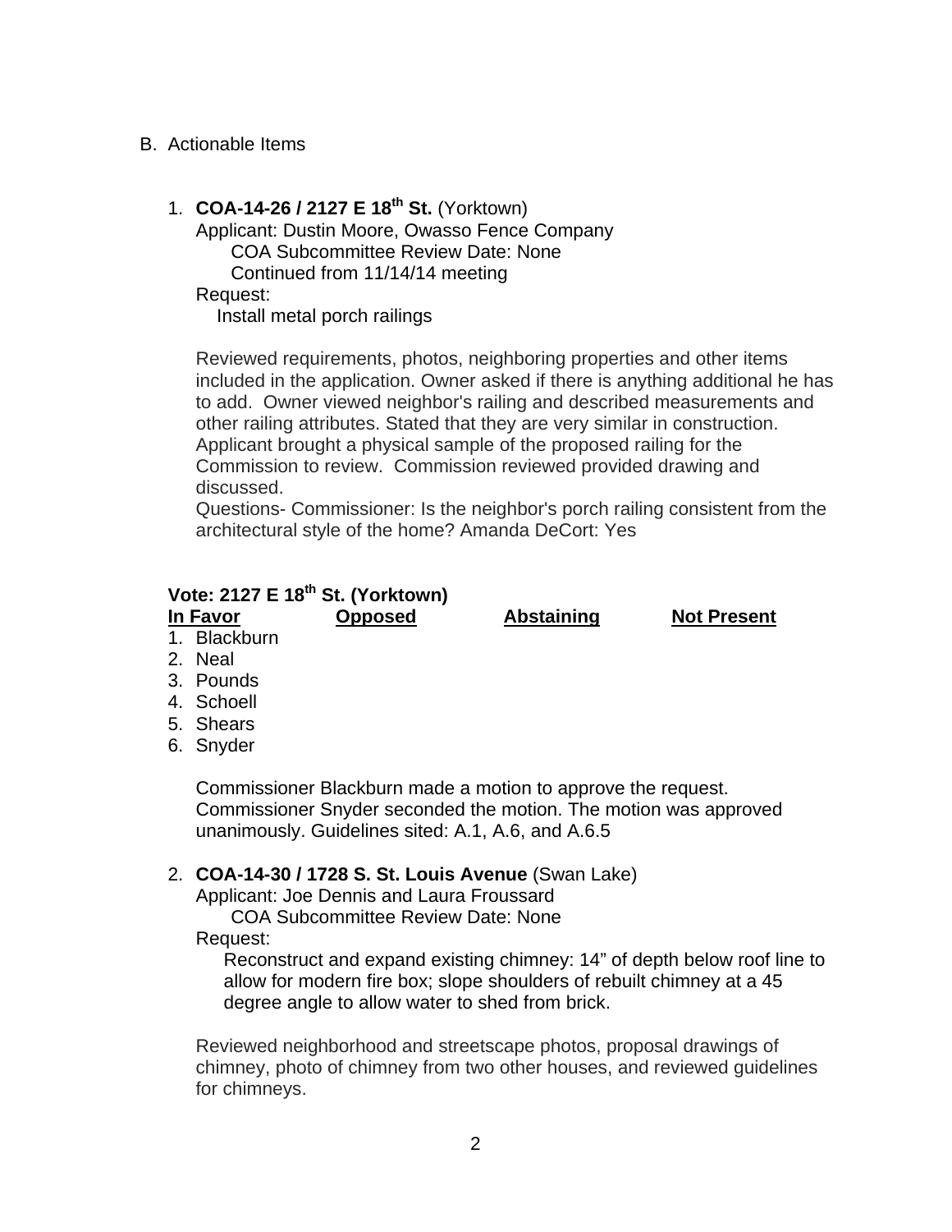B. Actionable Items

1. **COA-14-26 / 2127 E 18th St.** (Yorktown)
   Applicant: Dustin Moore, Owasso Fence Company
   COA Subcommittee Review Date: None
   Continued from 11/14/14 meeting
   Request:
   Install metal porch railings

   Reviewed requirements, photos, neighboring properties and other items included in the application. Owner asked if there is anything additional he has to add. Owner viewed neighbor's railing and described measurements and other railing attributes. Stated that they are very similar in construction. Applicant brought a physical sample of the proposed railing for the Commission to review. Commission reviewed provided drawing and discussed.
   Questions- Commissioner: Is the neighbor's porch railing consistent from the architectural style of the home? Amanda DeCort: Yes

**Vote: 2127 E 18th St. (Yorktown)**

| In Favor | Opposed | Abstaining | Not Present |
|---|---|---|---|
| 1. Blackburn | | | |
| 2. Neal | | | |
| 3. Pounds | | | |
| 4. Schoell | | | |
| 5. Shears | | | |
| 6. Snyder | | | |

Commissioner Blackburn made a motion to approve the request. Commissioner Snyder seconded the motion. The motion was approved unanimously. Guidelines sited: A.1, A.6, and A.6.5

2. **COA-14-30 / 1728 S. St. Louis Avenue** (Swan Lake)
   Applicant: Joe Dennis and Laura Froussard
   COA Subcommittee Review Date: None
   Request:
   Reconstruct and expand existing chimney: 14" of depth below roof line to allow for modern fire box; slope shoulders of rebuilt chimney at a 45 degree angle to allow water to shed from brick.

   Reviewed neighborhood and streetscape photos, proposal drawings of chimney, photo of chimney from two other houses, and reviewed guidelines for chimneys.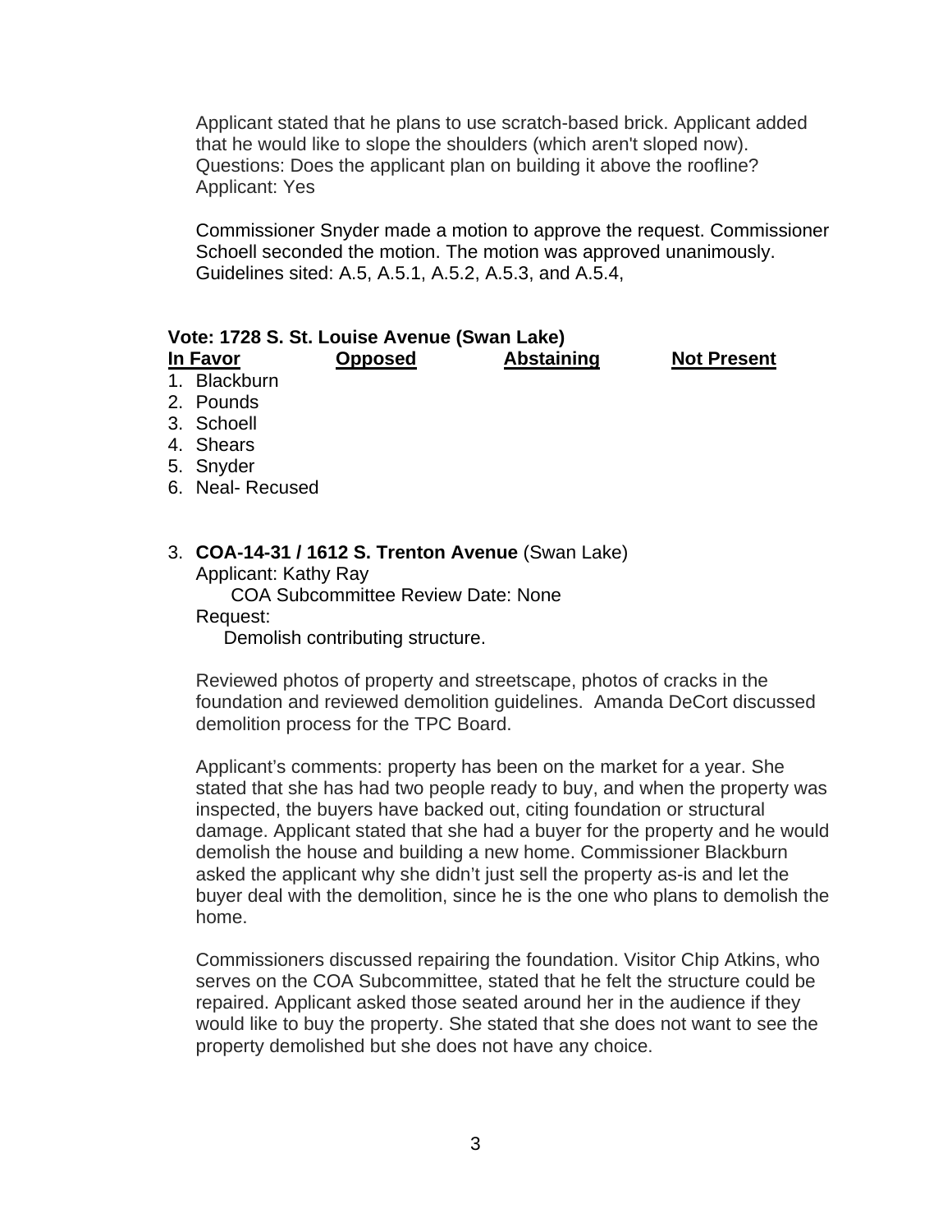Applicant stated that he plans to use scratch-based brick. Applicant added that he would like to slope the shoulders (which aren't sloped now).
Questions: Does the applicant plan on building it above the roofline?
Applicant: Yes

Commissioner Snyder made a motion to approve the request. Commissioner Schoell seconded the motion. The motion was approved unanimously.
Guidelines sited: A.5, A.5.1, A.5.2, A.5.3, and A.5.4,

**Vote: 1728 S. St. Louise Avenue (Swan Lake)**

| In Favor | Opposed | Abstaining | Not Present |
|---|---|---|---|
| 1. Blackburn | | | |
| 2. Pounds | | | |
| 3. Schoell | | | |
| 4. Shears | | | |
| 5. Snyder | | | |
| 6. Neal- Recused | | | |

3. **COA-14-31 / 1612 S. Trenton Avenue** (Swan Lake)
   Applicant: Kathy Ray
   COA Subcommittee Review Date: None
   Request:
   Demolish contributing structure.

   Reviewed photos of property and streetscape, photos of cracks in the foundation and reviewed demolition guidelines. Amanda DeCort discussed demolition process for the TPC Board.

   Applicant's comments: property has been on the market for a year. She stated that she has had two people ready to buy, and when the property was inspected, the buyers have backed out, citing foundation or structural damage. Applicant stated that she had a buyer for the property and he would demolish the house and building a new home. Commissioner Blackburn asked the applicant why she didn't just sell the property as-is and let the buyer deal with the demolition, since he is the one who plans to demolish the home.

   Commissioners discussed repairing the foundation. Visitor Chip Atkins, who serves on the COA Subcommittee, stated that he felt the structure could be repaired. Applicant asked those seated around her in the audience if they would like to buy the property. She stated that she does not want to see the property demolished but she does not have any choice.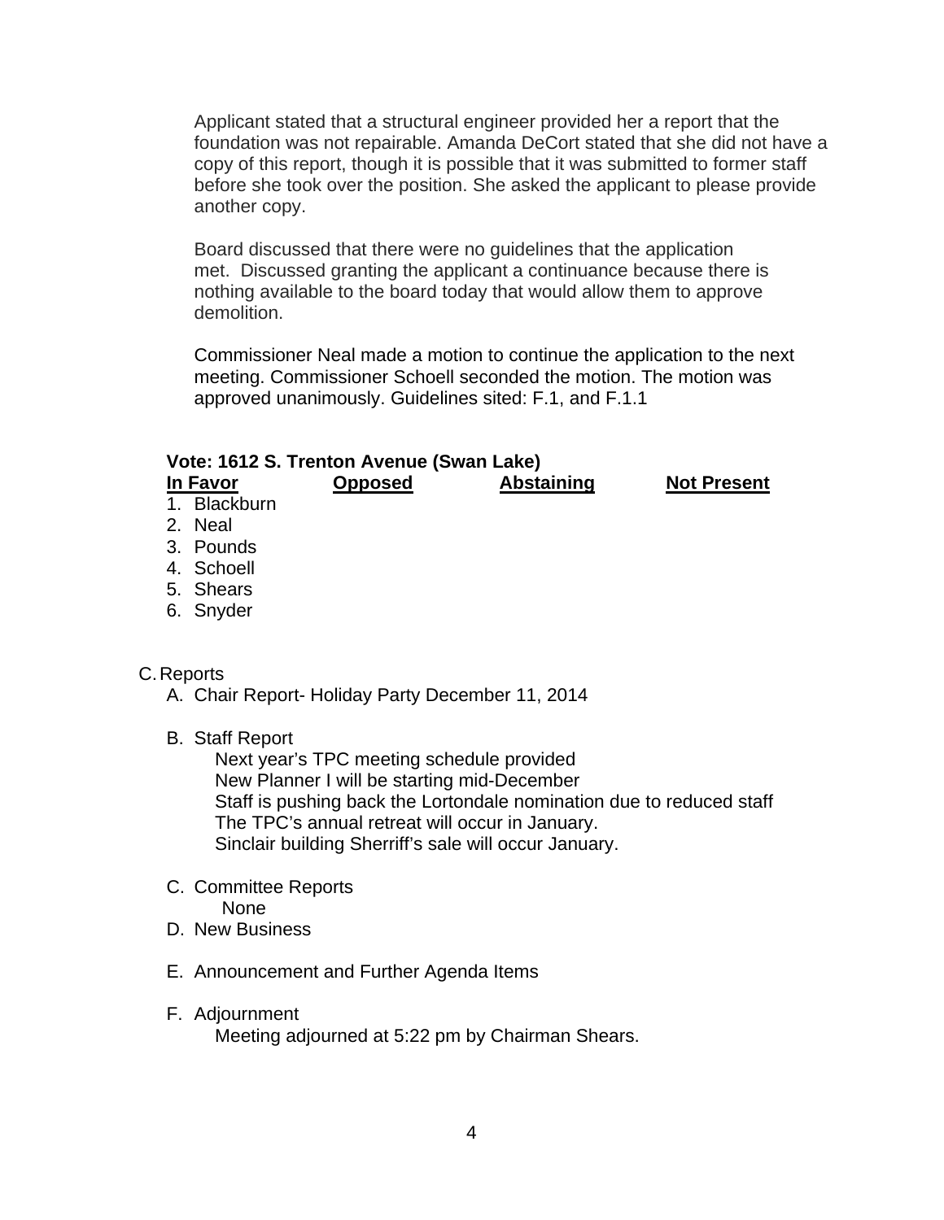Applicant stated that a structural engineer provided her a report that the foundation was not repairable. Amanda DeCort stated that she did not have a copy of this report, though it is possible that it was submitted to former staff before she took over the position. She asked the applicant to please provide another copy.

Board discussed that there were no guidelines that the application met. Discussed granting the applicant a continuance because there is nothing available to the board today that would allow them to approve demolition.

Commissioner Neal made a motion to continue the application to the next meeting. Commissioner Schoell seconded the motion. The motion was approved unanimously. Guidelines sited: F.1, and F.1.1

**Vote: 1612 S. Trenton Avenue (Swan Lake)**

| **In Favor** | **Opposed** | **Abstaining** | **Not Present** |
|---|---|---|---|
| 1. Blackburn | | | |
| 2. Neal | | | |
| 3. Pounds | | | |
| 4. Schoell | | | |
| 5. Shears | | | |
| 6. Snyder | | | |

C. Reports

A. Chair Report- Holiday Party December 11, 2014

B. Staff Report

Next year's TPC meeting schedule provided
New Planner I will be starting mid-December
Staff is pushing back the Lortondale nomination due to reduced staff
The TPC's annual retreat will occur in January.
Sinclair building Sherriff's sale will occur January.

C. Committee Reports

None

D. New Business

E. Announcement and Further Agenda Items

F. Adjournment

Meeting adjourned at 5:22 pm by Chairman Shears.